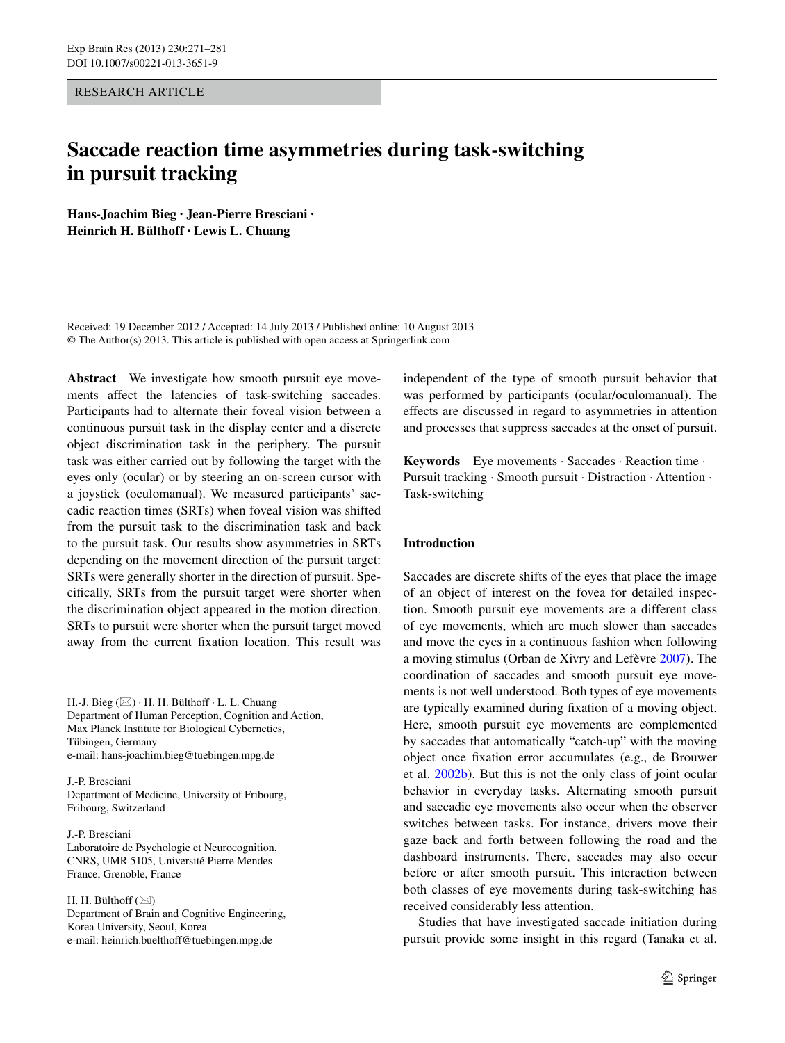RESEARCH ARTICLE

# Saccade reaction time asymmetries during task-switching in pursuit tracking

**Hans-Joachim Bieg · Jean-Pierre Bresciani · Heinrich H. Bülthoff · Lewis L. Chuang**

Received: 19 December 2012 / Accepted: 14 July 2013 / Published online: 10 August 2013
© The Author(s) 2013. This article is published with open access at Springerlink.com

**Abstract** We investigate how smooth pursuit eye movements affect the latencies of task-switching saccades. Participants had to alternate their foveal vision between a continuous pursuit task in the display center and a discrete object discrimination task in the periphery. The pursuit task was either carried out by following the target with the eyes only (ocular) or by steering an on-screen cursor with a joystick (oculomanual). We measured participants' saccadic reaction times (SRTs) when foveal vision was shifted from the pursuit task to the discrimination task and back to the pursuit task. Our results show asymmetries in SRTs depending on the movement direction of the pursuit target: SRTs were generally shorter in the direction of pursuit. Specifically, SRTs from the pursuit target were shorter when the discrimination object appeared in the motion direction. SRTs to pursuit were shorter when the pursuit target moved away from the current fixation location. This result was independent of the type of smooth pursuit behavior that was performed by participants (ocular/oculomanual). The effects are discussed in regard to asymmetries in attention and processes that suppress saccades at the onset of pursuit.

**Keywords** Eye movements · Saccades · Reaction time · Pursuit tracking · Smooth pursuit · Distraction · Attention · Task-switching

H.-J. Bieg (✉) · H. H. Bülthoff · L. L. Chuang
Department of Human Perception, Cognition and Action, Max Planck Institute for Biological Cybernetics, Tübingen, Germany
e-mail: hans-joachim.bieg@tuebingen.mpg.de

J.-P. Bresciani
Department of Medicine, University of Fribourg, Fribourg, Switzerland

J.-P. Bresciani
Laboratoire de Psychologie et Neurocognition, CNRS, UMR 5105, Université Pierre Mendes France, Grenoble, France

H. H. Bülthoff (✉)
Department of Brain and Cognitive Engineering, Korea University, Seoul, Korea
e-mail: heinrich.buelthoff@tuebingen.mpg.de

## Introduction

Saccades are discrete shifts of the eyes that place the image of an object of interest on the fovea for detailed inspection. Smooth pursuit eye movements are a different class of eye movements, which are much slower than saccades and move the eyes in a continuous fashion when following a moving stimulus (Orban de Xivry and Lefèvre 2007). The coordination of saccades and smooth pursuit eye movements is not well understood. Both types of eye movements are typically examined during fixation of a moving object. Here, smooth pursuit eye movements are complemented by saccades that automatically "catch-up" with the moving object once fixation error accumulates (e.g., de Brouwer et al. 2002b). But this is not the only class of joint ocular behavior in everyday tasks. Alternating smooth pursuit and saccadic eye movements also occur when the observer switches between tasks. For instance, drivers move their gaze back and forth between following the road and the dashboard instruments. There, saccades may also occur before or after smooth pursuit. This interaction between both classes of eye movements during task-switching has received considerably less attention.

Studies that have investigated saccade initiation during pursuit provide some insight in this regard (Tanaka et al.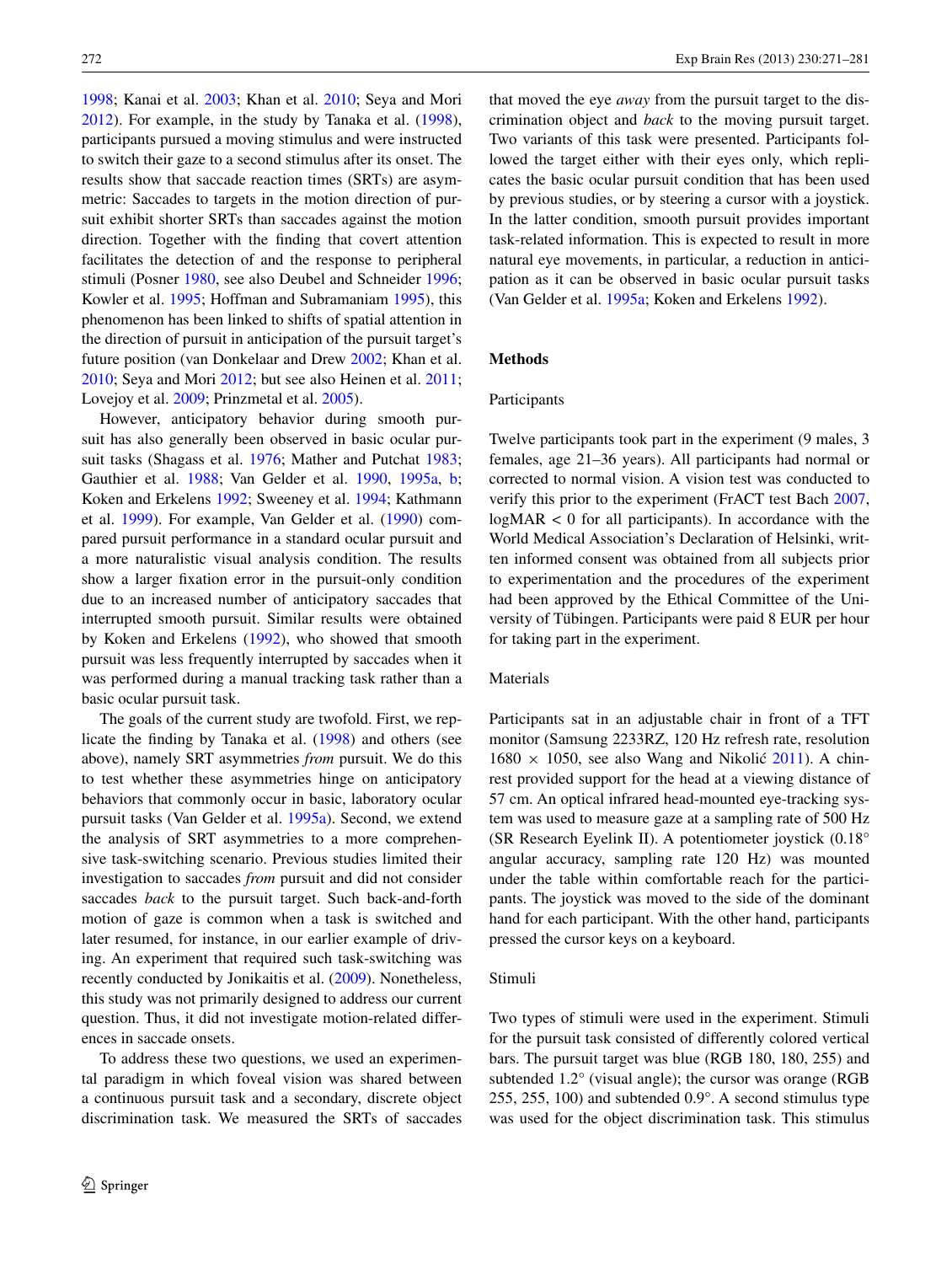1998; Kanai et al. 2003; Khan et al. 2010; Seya and Mori 2012). For example, in the study by Tanaka et al. (1998), participants pursued a moving stimulus and were instructed to switch their gaze to a second stimulus after its onset. The results show that saccade reaction times (SRTs) are asymmetric: Saccades to targets in the motion direction of pursuit exhibit shorter SRTs than saccades against the motion direction. Together with the finding that covert attention facilitates the detection of and the response to peripheral stimuli (Posner 1980, see also Deubel and Schneider 1996; Kowler et al. 1995; Hoffman and Subramaniam 1995), this phenomenon has been linked to shifts of spatial attention in the direction of pursuit in anticipation of the pursuit target's future position (van Donkelaar and Drew 2002; Khan et al. 2010; Seya and Mori 2012; but see also Heinen et al. 2011; Lovejoy et al. 2009; Prinzmetal et al. 2005).

However, anticipatory behavior during smooth pursuit has also generally been observed in basic ocular pursuit tasks (Shagass et al. 1976; Mather and Putchat 1983; Gauthier et al. 1988; Van Gelder et al. 1990, 1995a, b; Koken and Erkelens 1992; Sweeney et al. 1994; Kathmann et al. 1999). For example, Van Gelder et al. (1990) compared pursuit performance in a standard ocular pursuit and a more naturalistic visual analysis condition. The results show a larger fixation error in the pursuit-only condition due to an increased number of anticipatory saccades that interrupted smooth pursuit. Similar results were obtained by Koken and Erkelens (1992), who showed that smooth pursuit was less frequently interrupted by saccades when it was performed during a manual tracking task rather than a basic ocular pursuit task.

The goals of the current study are twofold. First, we replicate the finding by Tanaka et al. (1998) and others (see above), namely SRT asymmetries *from* pursuit. We do this to test whether these asymmetries hinge on anticipatory behaviors that commonly occur in basic, laboratory ocular pursuit tasks (Van Gelder et al. 1995a). Second, we extend the analysis of SRT asymmetries to a more comprehensive task-switching scenario. Previous studies limited their investigation to saccades *from* pursuit and did not consider saccades *back* to the pursuit target. Such back-and-forth motion of gaze is common when a task is switched and later resumed, for instance, in our earlier example of driving. An experiment that required such task-switching was recently conducted by Jonikaitis et al. (2009). Nonetheless, this study was not primarily designed to address our current question. Thus, it did not investigate motion-related differences in saccade onsets.

To address these two questions, we used an experimental paradigm in which foveal vision was shared between a continuous pursuit task and a secondary, discrete object discrimination task. We measured the SRTs of saccades that moved the eye *away* from the pursuit target to the discrimination object and *back* to the moving pursuit target. Two variants of this task were presented. Participants followed the target either with their eyes only, which replicates the basic ocular pursuit condition that has been used by previous studies, or by steering a cursor with a joystick. In the latter condition, smooth pursuit provides important task-related information. This is expected to result in more natural eye movements, in particular, a reduction in anticipation as it can be observed in basic ocular pursuit tasks (Van Gelder et al. 1995a; Koken and Erkelens 1992).

## Methods

### Participants

Twelve participants took part in the experiment (9 males, 3 females, age 21–36 years). All participants had normal or corrected to normal vision. A vision test was conducted to verify this prior to the experiment (FrACT test Bach 2007, logMAR < 0 for all participants). In accordance with the World Medical Association's Declaration of Helsinki, written informed consent was obtained from all subjects prior to experimentation and the procedures of the experiment had been approved by the Ethical Committee of the University of Tübingen. Participants were paid 8 EUR per hour for taking part in the experiment.

### Materials

Participants sat in an adjustable chair in front of a TFT monitor (Samsung 2233RZ, 120 Hz refresh rate, resolution 1680 × 1050, see also Wang and Nikolić 2011). A chinrest provided support for the head at a viewing distance of 57 cm. An optical infrared head-mounted eye-tracking system was used to measure gaze at a sampling rate of 500 Hz (SR Research Eyelink II). A potentiometer joystick (0.18° angular accuracy, sampling rate 120 Hz) was mounted under the table within comfortable reach for the participants. The joystick was moved to the side of the dominant hand for each participant. With the other hand, participants pressed the cursor keys on a keyboard.

### Stimuli

Two types of stimuli were used in the experiment. Stimuli for the pursuit task consisted of differently colored vertical bars. The pursuit target was blue (RGB 180, 180, 255) and subtended 1.2° (visual angle); the cursor was orange (RGB 255, 255, 100) and subtended 0.9°. A second stimulus type was used for the object discrimination task. This stimulus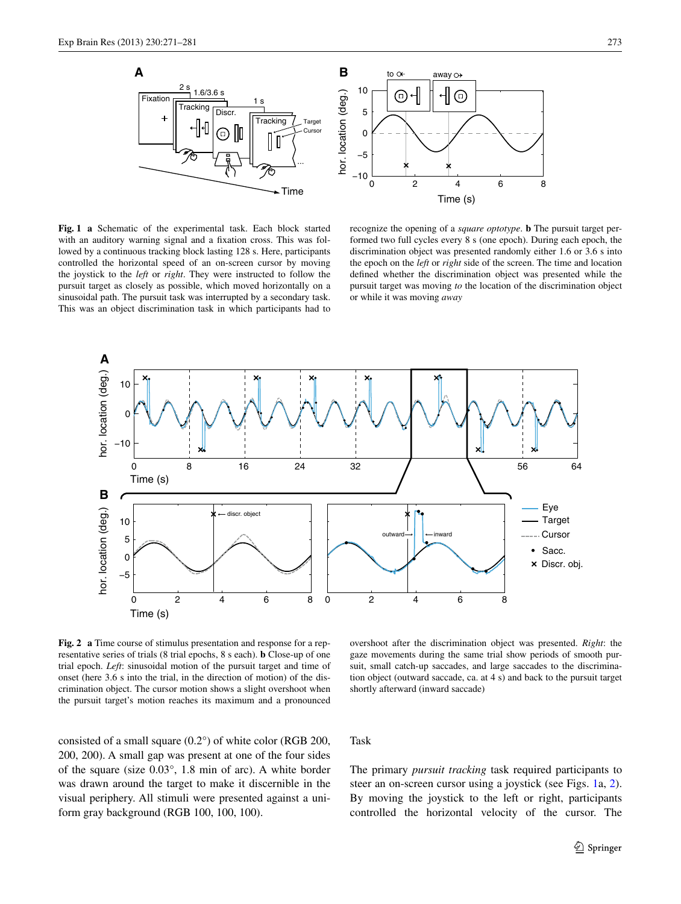**Fig. 1** **a** Schematic of the experimental task. Each block started with an auditory warning signal and a fixation cross. This was followed by a continuous tracking block lasting 128 s. Here, participants controlled the horizontal speed of an on-screen cursor by moving the joystick to the *left* or *right*. They were instructed to follow the pursuit target as closely as possible, which moved horizontally on a sinusoidal path. The pursuit task was interrupted by a secondary task. This was an object discrimination task in which participants had to recognize the opening of a *square optotype*. **b** The pursuit target performed two full cycles every 8 s (one epoch). During each epoch, the discrimination object was presented randomly either 1.6 or 3.6 s into the epoch on the *left* or *right* side of the screen. The time and location defined whether the discrimination object was presented while the pursuit target was moving *to* the location of the discrimination object or while it was moving *away*

**Fig. 2** **a** Time course of stimulus presentation and response for a representative series of trials (8 trial epochs, 8 s each). **b** Close-up of one trial epoch. *Left*: sinusoidal motion of the pursuit target and time of onset (here 3.6 s into the trial, in the direction of motion) of the discrimination object. The cursor motion shows a slight overshoot when the pursuit target's motion reaches its maximum and a pronounced overshoot after the discrimination object was presented. *Right*: the gaze movements during the same trial show periods of smooth pursuit, small catch-up saccades, and large saccades to the discrimination object (outward saccade, ca. at 4 s) and back to the pursuit target shortly afterward (inward saccade)

consisted of a small square (0.2°) of white color (RGB 200, 200, 200). A small gap was present at one of the four sides of the square (size 0.03°, 1.8 min of arc). A white border was drawn around the target to make it discernible in the visual periphery. All stimuli were presented against a uniform gray background (RGB 100, 100, 100).

## Task

The primary *pursuit tracking* task required participants to steer an on-screen cursor using a joystick (see Figs. 1a, 2). By moving the joystick to the left or right, participants controlled the horizontal velocity of the cursor. The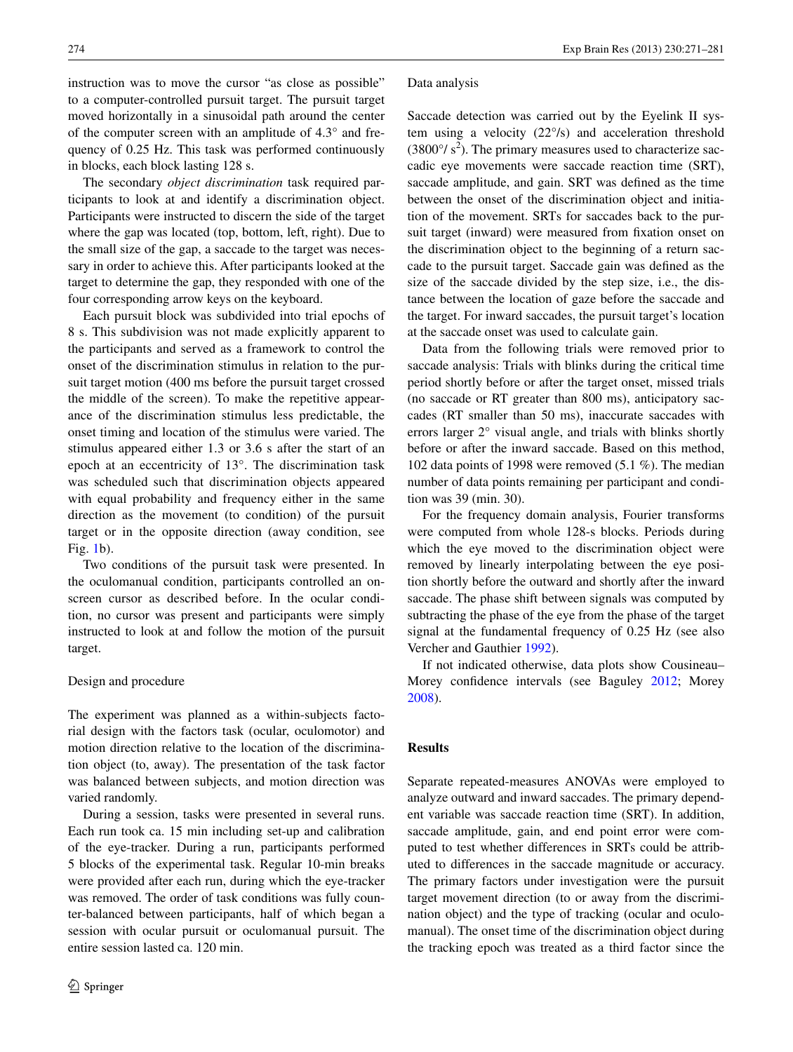instruction was to move the cursor "as close as possible" to a computer-controlled pursuit target. The pursuit target moved horizontally in a sinusoidal path around the center of the computer screen with an amplitude of 4.3° and frequency of 0.25 Hz. This task was performed continuously in blocks, each block lasting 128 s.

The secondary *object discrimination* task required participants to look at and identify a discrimination object. Participants were instructed to discern the side of the target where the gap was located (top, bottom, left, right). Due to the small size of the gap, a saccade to the target was necessary in order to achieve this. After participants looked at the target to determine the gap, they responded with one of the four corresponding arrow keys on the keyboard.

Each pursuit block was subdivided into trial epochs of 8 s. This subdivision was not made explicitly apparent to the participants and served as a framework to control the onset of the discrimination stimulus in relation to the pursuit target motion (400 ms before the pursuit target crossed the middle of the screen). To make the repetitive appearance of the discrimination stimulus less predictable, the onset timing and location of the stimulus were varied. The stimulus appeared either 1.3 or 3.6 s after the start of an epoch at an eccentricity of 13°. The discrimination task was scheduled such that discrimination objects appeared with equal probability and frequency either in the same direction as the movement (to condition) of the pursuit target or in the opposite direction (away condition, see Fig. 1b).

Two conditions of the pursuit task were presented. In the oculomanual condition, participants controlled an on-screen cursor as described before. In the ocular condition, no cursor was present and participants were simply instructed to look at and follow the motion of the pursuit target.

### Design and procedure

The experiment was planned as a within-subjects factorial design with the factors task (ocular, oculomotor) and motion direction relative to the location of the discrimination object (to, away). The presentation of the task factor was balanced between subjects, and motion direction was varied randomly.

During a session, tasks were presented in several runs. Each run took ca. 15 min including set-up and calibration of the eye-tracker. During a run, participants performed 5 blocks of the experimental task. Regular 10-min breaks were provided after each run, during which the eye-tracker was removed. The order of task conditions was fully counter-balanced between participants, half of which began a session with ocular pursuit or oculomanual pursuit. The entire session lasted ca. 120 min.

### Data analysis

Saccade detection was carried out by the Eyelink II system using a velocity (22°/s) and acceleration threshold (3800°/ $s^2$). The primary measures used to characterize saccadic eye movements were saccade reaction time (SRT), saccade amplitude, and gain. SRT was defined as the time between the onset of the discrimination object and initiation of the movement. SRTs for saccades back to the pursuit target (inward) were measured from fixation onset on the discrimination object to the beginning of a return saccade to the pursuit target. Saccade gain was defined as the size of the saccade divided by the step size, i.e., the distance between the location of gaze before the saccade and the target. For inward saccades, the pursuit target's location at the saccade onset was used to calculate gain.

Data from the following trials were removed prior to saccade analysis: Trials with blinks during the critical time period shortly before or after the target onset, missed trials (no saccade or RT greater than 800 ms), anticipatory saccades (RT smaller than 50 ms), inaccurate saccades with errors larger 2° visual angle, and trials with blinks shortly before or after the inward saccade. Based on this method, 102 data points of 1998 were removed (5.1 %). The median number of data points remaining per participant and condition was 39 (min. 30).

For the frequency domain analysis, Fourier transforms were computed from whole 128-s blocks. Periods during which the eye moved to the discrimination object were removed by linearly interpolating between the eye position shortly before the outward and shortly after the inward saccade. The phase shift between signals was computed by subtracting the phase of the eye from the phase of the target signal at the fundamental frequency of 0.25 Hz (see also Vercher and Gauthier 1992).

If not indicated otherwise, data plots show Cousineau–Morey confidence intervals (see Baguley 2012; Morey 2008).

## Results

Separate repeated-measures ANOVAs were employed to analyze outward and inward saccades. The primary dependent variable was saccade reaction time (SRT). In addition, saccade amplitude, gain, and end point error were computed to test whether differences in SRTs could be attributed to differences in the saccade magnitude or accuracy. The primary factors under investigation were the pursuit target movement direction (to or away from the discrimination object) and the type of tracking (ocular and oculomanual). The onset time of the discrimination object during the tracking epoch was treated as a third factor since the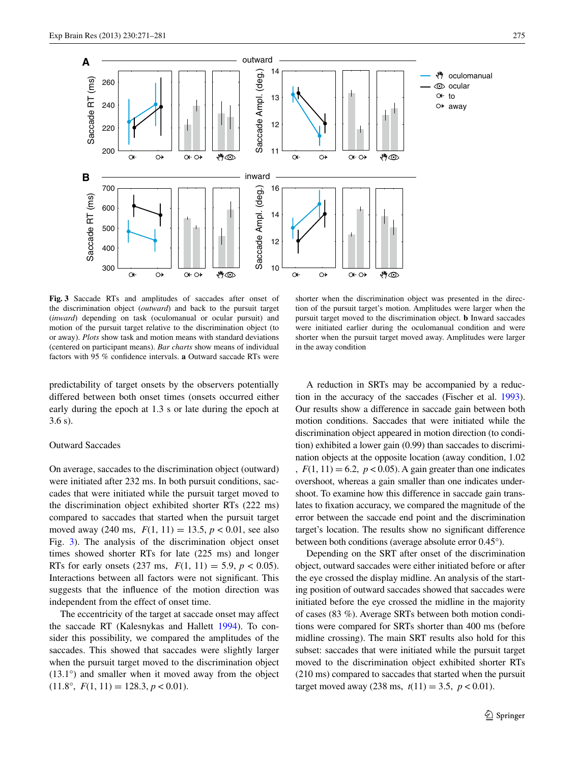**Fig. 3** Saccade RTs and amplitudes of saccades after onset of the discrimination object (*outward*) and back to the pursuit target (*inward*) depending on task (oculomanual or ocular pursuit) and motion of the pursuit target relative to the discrimination object (to or away). *Plots* show task and motion means with standard deviations (centered on participant means). *Bar charts* show means of individual factors with 95 % confidence intervals. **a** Outward saccade RTs were shorter when the discrimination object was presented in the direction of the pursuit target's motion. Amplitudes were larger when the pursuit target moved to the discrimination object. **b** Inward saccades were initiated earlier during the oculomanual condition and were shorter when the pursuit target moved away. Amplitudes were larger in the away condition

predictability of target onsets by the observers potentially differed between both onset times (onsets occurred either early during the epoch at 1.3 s or late during the epoch at 3.6 s).

### Outward Saccades

On average, saccades to the discrimination object (outward) were initiated after 232 ms. In both pursuit conditions, saccades that were initiated while the pursuit target moved to the discrimination object exhibited shorter RTs (222 ms) compared to saccades that started when the pursuit target moved away (240 ms, $F(1, 11) = 13.5$, $p < 0.01$, see also Fig. 3). The analysis of the discrimination object onset times showed shorter RTs for late (225 ms) and longer RTs for early onsets (237 ms, $F(1, 11) = 5.9$, $p < 0.05$). Interactions between all factors were not significant. This suggests that the influence of the motion direction was independent from the effect of onset time.

The eccentricity of the target at saccade onset may affect the saccade RT (Kalesnykas and Hallett 1994). To consider this possibility, we compared the amplitudes of the saccades. This showed that saccades were slightly larger when the pursuit target moved to the discrimination object (13.1°) and smaller when it moved away from the object (11.8°, $F(1, 11) = 128.3$, $p < 0.01$).

A reduction in SRTs may be accompanied by a reduction in the accuracy of the saccades (Fischer et al. 1993). Our results show a difference in saccade gain between both motion conditions. Saccades that were initiated while the discrimination object appeared in motion direction (to condition) exhibited a lower gain (0.99) than saccades to discrimination objects at the opposite location (away condition, 1.02, $F(1, 11) = 6.2$, $p < 0.05$). A gain greater than one indicates overshoot, whereas a gain smaller than one indicates undershoot. To examine how this difference in saccade gain translates to fixation accuracy, we compared the magnitude of the error between the saccade end point and the discrimination target's location. The results show no significant difference between both conditions (average absolute error 0.45°).

Depending on the SRT after onset of the discrimination object, outward saccades were either initiated before or after the eye crossed the display midline. An analysis of the starting position of outward saccades showed that saccades were initiated before the eye crossed the midline in the majority of cases (83 %). Average SRTs between both motion conditions were compared for SRTs shorter than 400 ms (before midline crossing). The main SRT results also hold for this subset: saccades that were initiated while the pursuit target moved to the discrimination object exhibited shorter RTs (210 ms) compared to saccades that started when the pursuit target moved away (238 ms, $t(11) = 3.5$, $p < 0.01$).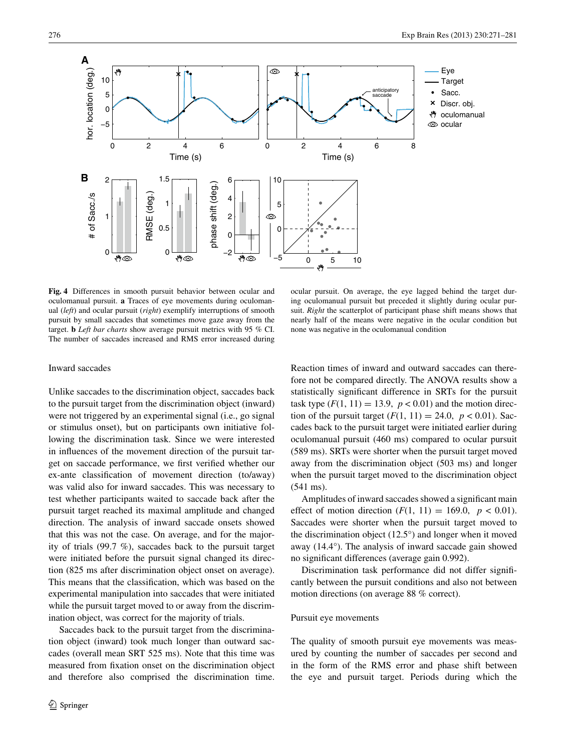**Fig. 4** Differences in smooth pursuit behavior between ocular and oculomanual pursuit. **a** Traces of eye movements during oculomanual (*left*) and ocular pursuit (*right*) exemplify interruptions of smooth pursuit by small saccades that sometimes move gaze away from the target. **b** *Left bar charts* show average pursuit metrics with 95 % CI. The number of saccades increased and RMS error increased during ocular pursuit. On average, the eye lagged behind the target during oculomanual pursuit but preceded it slightly during ocular pursuit. *Right* the scatterplot of participant phase shift means shows that nearly half of the means were negative in the ocular condition but none was negative in the oculomanual condition

Inward saccades

Unlike saccades to the discrimination object, saccades back to the pursuit target from the discrimination object (inward) were not triggered by an experimental signal (i.e., go signal or stimulus onset), but on participants own initiative following the discrimination task. Since we were interested in influences of the movement direction of the pursuit target on saccade performance, we first verified whether our ex-ante classification of movement direction (to/away) was valid also for inward saccades. This was necessary to test whether participants waited to saccade back after the pursuit target reached its maximal amplitude and changed direction. The analysis of inward saccade onsets showed that this was not the case. On average, and for the majority of trials (99.7 %), saccades back to the pursuit target were initiated before the pursuit signal changed its direction (825 ms after discrimination object onset on average). This means that the classification, which was based on the experimental manipulation into saccades that were initiated while the pursuit target moved to or away from the discrimination object, was correct for the majority of trials.

Saccades back to the pursuit target from the discrimination object (inward) took much longer than outward saccades (overall mean SRT 525 ms). Note that this time was measured from fixation onset on the discrimination object and therefore also comprised the discrimination time. Reaction times of inward and outward saccades can therefore not be compared directly. The ANOVA results show a statistically significant difference in SRTs for the pursuit task type ($F(1, 11) = 13.9,\ p < 0.01$) and the motion direction of the pursuit target ($F(1, 11) = 24.0,\ p < 0.01$). Saccades back to the pursuit target were initiated earlier during oculomanual pursuit (460 ms) compared to ocular pursuit (589 ms). SRTs were shorter when the pursuit target moved away from the discrimination object (503 ms) and longer when the pursuit target moved to the discrimination object (541 ms).

Amplitudes of inward saccades showed a significant main effect of motion direction ($F(1, 11) = 169.0,\ p < 0.01$). Saccades were shorter when the pursuit target moved to the discrimination object (12.5°) and longer when it moved away (14.4°). The analysis of inward saccade gain showed no significant differences (average gain 0.992).

Discrimination task performance did not differ significantly between the pursuit conditions and also not between motion directions (on average 88 % correct).

Pursuit eye movements

The quality of smooth pursuit eye movements was measured by counting the number of saccades per second and in the form of the RMS error and phase shift between the eye and pursuit target. Periods during which the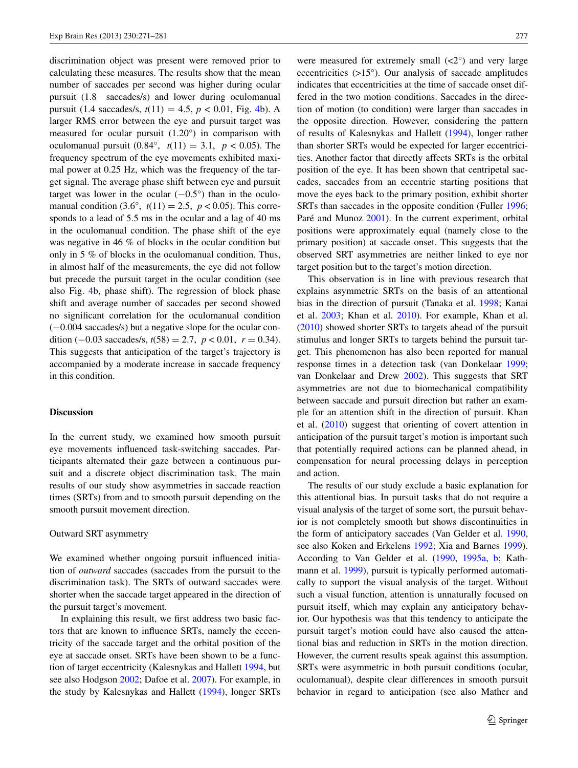discrimination object was present were removed prior to calculating these measures. The results show that the mean number of saccades per second was higher during ocular pursuit (1.8 saccades/s) and lower during oculomanual pursuit (1.4 saccades/s, $t(11) = 4.5$, $p < 0.01$, Fig. 4b). A larger RMS error between the eye and pursuit target was measured for ocular pursuit (1.20°) in comparison with oculomanual pursuit (0.84°, $t(11) = 3.1$, $p < 0.05$). The frequency spectrum of the eye movements exhibited maximal power at 0.25 Hz, which was the frequency of the target signal. The average phase shift between eye and pursuit target was lower in the ocular (−0.5°) than in the oculomanual condition (3.6°, $t(11) = 2.5$, $p < 0.05$). This corresponds to a lead of 5.5 ms in the ocular and a lag of 40 ms in the oculomanual condition. The phase shift of the eye was negative in 46 % of blocks in the ocular condition but only in 5 % of blocks in the oculomanual condition. Thus, in almost half of the measurements, the eye did not follow but precede the pursuit target in the ocular condition (see also Fig. 4b, phase shift). The regression of block phase shift and average number of saccades per second showed no significant correlation for the oculomanual condition (−0.004 saccades/s) but a negative slope for the ocular condition (−0.03 saccades/s, $t(58) = 2.7$, $p < 0.01$, $r = 0.34$). This suggests that anticipation of the target's trajectory is accompanied by a moderate increase in saccade frequency in this condition.

## Discussion

In the current study, we examined how smooth pursuit eye movements influenced task-switching saccades. Participants alternated their gaze between a continuous pursuit and a discrete object discrimination task. The main results of our study show asymmetries in saccade reaction times (SRTs) from and to smooth pursuit depending on the smooth pursuit movement direction.

### Outward SRT asymmetry

We examined whether ongoing pursuit influenced initiation of *outward* saccades (saccades from the pursuit to the discrimination task). The SRTs of outward saccades were shorter when the saccade target appeared in the direction of the pursuit target's movement.

In explaining this result, we first address two basic factors that are known to influence SRTs, namely the eccentricity of the saccade target and the orbital position of the eye at saccade onset. SRTs have been shown to be a function of target eccentricity (Kalesnykas and Hallett 1994, but see also Hodgson 2002; Dafoe et al. 2007). For example, in the study by Kalesnykas and Hallett (1994), longer SRTs were measured for extremely small (<2°) and very large eccentricities (>15°). Our analysis of saccade amplitudes indicates that eccentricities at the time of saccade onset differed in the two motion conditions. Saccades in the direction of motion (to condition) were larger than saccades in the opposite direction. However, considering the pattern of results of Kalesnykas and Hallett (1994), longer rather than shorter SRTs would be expected for larger eccentricities. Another factor that directly affects SRTs is the orbital position of the eye. It has been shown that centripetal saccades, saccades from an eccentric starting positions that move the eyes back to the primary position, exhibit shorter SRTs than saccades in the opposite condition (Fuller 1996; Paré and Munoz 2001). In the current experiment, orbital positions were approximately equal (namely close to the primary position) at saccade onset. This suggests that the observed SRT asymmetries are neither linked to eye nor target position but to the target's motion direction.

This observation is in line with previous research that explains asymmetric SRTs on the basis of an attentional bias in the direction of pursuit (Tanaka et al. 1998; Kanai et al. 2003; Khan et al. 2010). For example, Khan et al. (2010) showed shorter SRTs to targets ahead of the pursuit stimulus and longer SRTs to targets behind the pursuit target. This phenomenon has also been reported for manual response times in a detection task (van Donkelaar 1999; van Donkelaar and Drew 2002). This suggests that SRT asymmetries are not due to biomechanical compatibility between saccade and pursuit direction but rather an example for an attention shift in the direction of pursuit. Khan et al. (2010) suggest that orienting of covert attention in anticipation of the pursuit target's motion is important such that potentially required actions can be planned ahead, in compensation for neural processing delays in perception and action.

The results of our study exclude a basic explanation for this attentional bias. In pursuit tasks that do not require a visual analysis of the target of some sort, the pursuit behavior is not completely smooth but shows discontinuities in the form of anticipatory saccades (Van Gelder et al. 1990, see also Koken and Erkelens 1992; Xia and Barnes 1999). According to Van Gelder et al. (1990, 1995a, b; Kathmann et al. 1999), pursuit is typically performed automatically to support the visual analysis of the target. Without such a visual function, attention is unnaturally focused on pursuit itself, which may explain any anticipatory behavior. Our hypothesis was that this tendency to anticipate the pursuit target's motion could have also caused the attentional bias and reduction in SRTs in the motion direction. However, the current results speak against this assumption. SRTs were asymmetric in both pursuit conditions (ocular, oculomanual), despite clear differences in smooth pursuit behavior in regard to anticipation (see also Mather and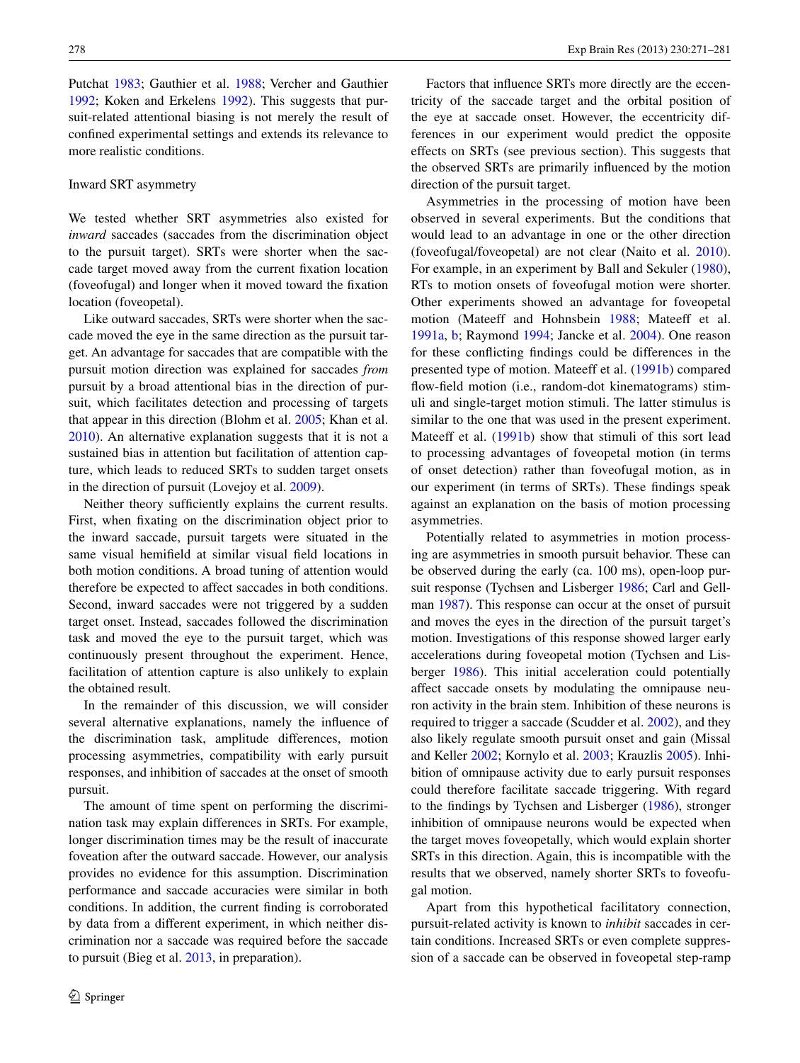Putchat 1983; Gauthier et al. 1988; Vercher and Gauthier 1992; Koken and Erkelens 1992). This suggests that pursuit-related attentional biasing is not merely the result of confined experimental settings and extends its relevance to more realistic conditions.

### Inward SRT asymmetry

We tested whether SRT asymmetries also existed for *inward* saccades (saccades from the discrimination object to the pursuit target). SRTs were shorter when the saccade target moved away from the current fixation location (foveofugal) and longer when it moved toward the fixation location (foveopetal).

Like outward saccades, SRTs were shorter when the saccade moved the eye in the same direction as the pursuit target. An advantage for saccades that are compatible with the pursuit motion direction was explained for saccades *from* pursuit by a broad attentional bias in the direction of pursuit, which facilitates detection and processing of targets that appear in this direction (Blohm et al. 2005; Khan et al. 2010). An alternative explanation suggests that it is not a sustained bias in attention but facilitation of attention capture, which leads to reduced SRTs to sudden target onsets in the direction of pursuit (Lovejoy et al. 2009).

Neither theory sufficiently explains the current results. First, when fixating on the discrimination object prior to the inward saccade, pursuit targets were situated in the same visual hemifield at similar visual field locations in both motion conditions. A broad tuning of attention would therefore be expected to affect saccades in both conditions. Second, inward saccades were not triggered by a sudden target onset. Instead, saccades followed the discrimination task and moved the eye to the pursuit target, which was continuously present throughout the experiment. Hence, facilitation of attention capture is also unlikely to explain the obtained result.

In the remainder of this discussion, we will consider several alternative explanations, namely the influence of the discrimination task, amplitude differences, motion processing asymmetries, compatibility with early pursuit responses, and inhibition of saccades at the onset of smooth pursuit.

The amount of time spent on performing the discrimination task may explain differences in SRTs. For example, longer discrimination times may be the result of inaccurate foveation after the outward saccade. However, our analysis provides no evidence for this assumption. Discrimination performance and saccade accuracies were similar in both conditions. In addition, the current finding is corroborated by data from a different experiment, in which neither discrimination nor a saccade was required before the saccade to pursuit (Bieg et al. 2013, in preparation).

Factors that influence SRTs more directly are the eccentricity of the saccade target and the orbital position of the eye at saccade onset. However, the eccentricity differences in our experiment would predict the opposite effects on SRTs (see previous section). This suggests that the observed SRTs are primarily influenced by the motion direction of the pursuit target.

Asymmetries in the processing of motion have been observed in several experiments. But the conditions that would lead to an advantage in one or the other direction (foveofugal/foveopetal) are not clear (Naito et al. 2010). For example, in an experiment by Ball and Sekuler (1980), RTs to motion onsets of foveofugal motion were shorter. Other experiments showed an advantage for foveopetal motion (Mateeff and Hohnsbein 1988; Mateeff et al. 1991a, b; Raymond 1994; Jancke et al. 2004). One reason for these conflicting findings could be differences in the presented type of motion. Mateeff et al. (1991b) compared flow-field motion (i.e., random-dot kinematograms) stimuli and single-target motion stimuli. The latter stimulus is similar to the one that was used in the present experiment. Mateeff et al. (1991b) show that stimuli of this sort lead to processing advantages of foveopetal motion (in terms of onset detection) rather than foveofugal motion, as in our experiment (in terms of SRTs). These findings speak against an explanation on the basis of motion processing asymmetries.

Potentially related to asymmetries in motion processing are asymmetries in smooth pursuit behavior. These can be observed during the early (ca. 100 ms), open-loop pursuit response (Tychsen and Lisberger 1986; Carl and Gellman 1987). This response can occur at the onset of pursuit and moves the eyes in the direction of the pursuit target's motion. Investigations of this response showed larger early accelerations during foveopetal motion (Tychsen and Lisberger 1986). This initial acceleration could potentially affect saccade onsets by modulating the omnipause neuron activity in the brain stem. Inhibition of these neurons is required to trigger a saccade (Scudder et al. 2002), and they also likely regulate smooth pursuit onset and gain (Missal and Keller 2002; Kornylo et al. 2003; Krauzlis 2005). Inhibition of omnipause activity due to early pursuit responses could therefore facilitate saccade triggering. With regard to the findings by Tychsen and Lisberger (1986), stronger inhibition of omnipause neurons would be expected when the target moves foveopetally, which would explain shorter SRTs in this direction. Again, this is incompatible with the results that we observed, namely shorter SRTs to foveofugal motion.

Apart from this hypothetical facilitatory connection, pursuit-related activity is known to *inhibit* saccades in certain conditions. Increased SRTs or even complete suppression of a saccade can be observed in foveopetal step-ramp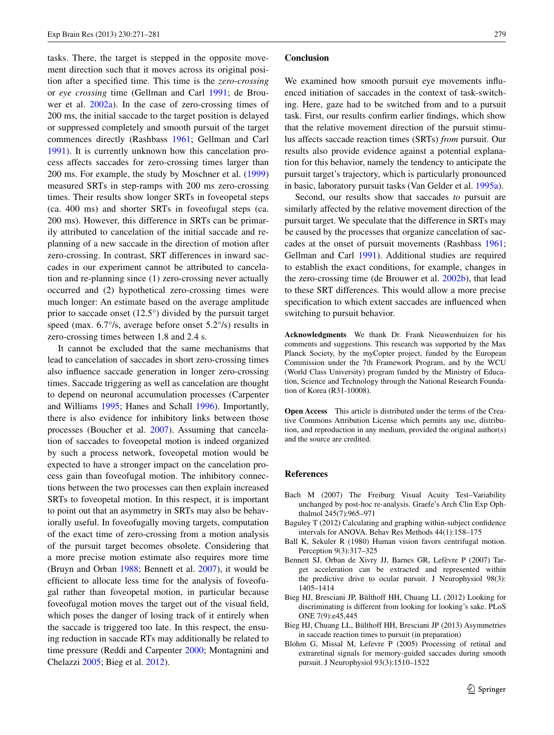tasks. There, the target is stepped in the opposite movement direction such that it moves across its original position after a specified time. This time is the *zero-crossing* or *eye crossing* time (Gellman and Carl 1991; de Brouwer et al. 2002a). In the case of zero-crossing times of 200 ms, the initial saccade to the target position is delayed or suppressed completely and smooth pursuit of the target commences directly (Rashbass 1961; Gellman and Carl 1991). It is currently unknown how this cancelation process affects saccades for zero-crossing times larger than 200 ms. For example, the study by Moschner et al. (1999) measured SRTs in step-ramps with 200 ms zero-crossing times. Their results show longer SRTs in foveopetal steps (ca. 400 ms) and shorter SRTs in foveofugal steps (ca. 200 ms). However, this difference in SRTs can be primarily attributed to cancelation of the initial saccade and re-planning of a new saccade in the direction of motion after zero-crossing. In contrast, SRT differences in inward saccades in our experiment cannot be attributed to cancelation and re-planning since (1) zero-crossing never actually occurred and (2) hypothetical zero-crossing times were much longer: An estimate based on the average amplitude prior to saccade onset (12.5°) divided by the pursuit target speed (max. 6.7°/s, average before onset 5.2°/s) results in zero-crossing times between 1.8 and 2.4 s.

It cannot be excluded that the same mechanisms that lead to cancelation of saccades in short zero-crossing times also influence saccade generation in longer zero-crossing times. Saccade triggering as well as cancelation are thought to depend on neuronal accumulation processes (Carpenter and Williams 1995; Hanes and Schall 1996). Importantly, there is also evidence for inhibitory links between those processes (Boucher et al. 2007). Assuming that cancelation of saccades to foveopetal motion is indeed organized by such a process network, foveopetal motion would be expected to have a stronger impact on the cancelation process gain than foveofugal motion. The inhibitory connections between the two processes can then explain increased SRTs to foveopetal motion. In this respect, it is important to point out that an asymmetry in SRTs may also be behaviorally useful. In foveofugally moving targets, computation of the exact time of zero-crossing from a motion analysis of the pursuit target becomes obsolete. Considering that a more precise motion estimate also requires more time (Bruyn and Orban 1988; Bennett et al. 2007), it would be efficient to allocate less time for the analysis of foveofugal rather than foveopetal motion, in particular because foveofugal motion moves the target out of the visual field, which poses the danger of losing track of it entirely when the saccade is triggered too late. In this respect, the ensuing reduction in saccade RTs may additionally be related to time pressure (Reddi and Carpenter 2000; Montagnini and Chelazzi 2005; Bieg et al. 2012).

## Conclusion

We examined how smooth pursuit eye movements influenced initiation of saccades in the context of task-switching. Here, gaze had to be switched from and to a pursuit task. First, our results confirm earlier findings, which show that the relative movement direction of the pursuit stimulus affects saccade reaction times (SRTs) *from* pursuit. Our results also provide evidence against a potential explanation for this behavior, namely the tendency to anticipate the pursuit target's trajectory, which is particularly pronounced in basic, laboratory pursuit tasks (Van Gelder et al. 1995a).

Second, our results show that saccades *to* pursuit are similarly affected by the relative movement direction of the pursuit target. We speculate that the difference in SRTs may be caused by the processes that organize cancelation of saccades at the onset of pursuit movements (Rashbass 1961; Gellman and Carl 1991). Additional studies are required to establish the exact conditions, for example, changes in the zero-crossing time (de Brouwer et al. 2002b), that lead to these SRT differences. This would allow a more precise specification to which extent saccades are influenced when switching to pursuit behavior.

**Acknowledgments** We thank Dr. Frank Nieuwenhuizen for his comments and suggestions. This research was supported by the Max Planck Society, by the myCopter project, funded by the European Commission under the 7th Framework Program, and by the WCU (World Class University) program funded by the Ministry of Education, Science and Technology through the National Research Foundation of Korea (R31-10008).

**Open Access** This article is distributed under the terms of the Creative Commons Attribution License which permits any use, distribution, and reproduction in any medium, provided the original author(s) and the source are credited.

## References

Bach M (2007) The Freiburg Visual Acuity Test–Variability unchanged by post-hoc re-analysis. Graefe's Arch Clin Exp Ophthalmol 245(7):965–971

Baguley T (2012) Calculating and graphing within-subject confidence intervals for ANOVA. Behav Res Methods 44(1):158–175

Ball K, Sekuler R (1980) Human vision favors centrifugal motion. Perception 9(3):317–325

Bennett SJ, Orban de Xivry JJ, Barnes GR, Lefèvre P (2007) Target acceleration can be extracted and represented within the predictive drive to ocular pursuit. J Neurophysiol 98(3):1405–1414

Bieg HJ, Bresciani JP, Bülthoff HH, Chuang LL (2012) Looking for discriminating is different from looking for looking's sake. PLoS ONE 7(9):e45,445

Bieg HJ, Chuang LL, Bülthoff HH, Bresciani JP (2013) Asymmetries in saccade reaction times to pursuit (in preparation)

Blohm G, Missal M, Lefevre P (2005) Processing of retinal and extraretinal signals for memory-guided saccades during smooth pursuit. J Neurophysiol 93(3):1510–1522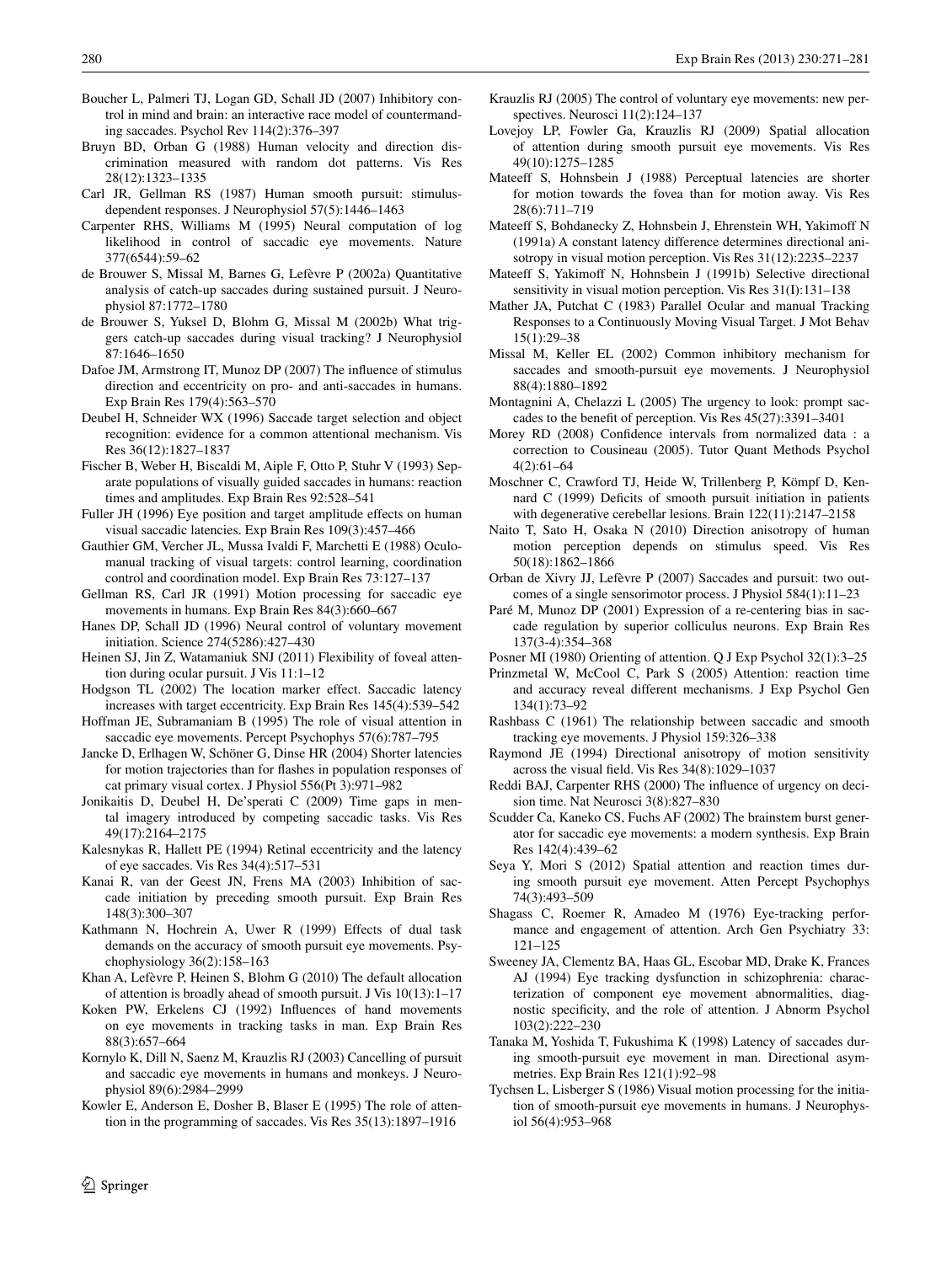Boucher L, Palmeri TJ, Logan GD, Schall JD (2007) Inhibitory control in mind and brain: an interactive race model of countermanding saccades. Psychol Rev 114(2):376–397

Bruyn BD, Orban G (1988) Human velocity and direction discrimination measured with random dot patterns. Vis Res 28(12):1323–1335

Carl JR, Gellman RS (1987) Human smooth pursuit: stimulus-dependent responses. J Neurophysiol 57(5):1446–1463

Carpenter RHS, Williams M (1995) Neural computation of log likelihood in control of saccadic eye movements. Nature 377(6544):59–62

de Brouwer S, Missal M, Barnes G, Lefèvre P (2002a) Quantitative analysis of catch-up saccades during sustained pursuit. J Neurophysiol 87:1772–1780

de Brouwer S, Yuksel D, Blohm G, Missal M (2002b) What triggers catch-up saccades during visual tracking? J Neurophysiol 87:1646–1650

Dafoe JM, Armstrong IT, Munoz DP (2007) The influence of stimulus direction and eccentricity on pro- and anti-saccades in humans. Exp Brain Res 179(4):563–570

Deubel H, Schneider WX (1996) Saccade target selection and object recognition: evidence for a common attentional mechanism. Vis Res 36(12):1827–1837

Fischer B, Weber H, Biscaldi M, Aiple F, Otto P, Stuhr V (1993) Separate populations of visually guided saccades in humans: reaction times and amplitudes. Exp Brain Res 92:528–541

Fuller JH (1996) Eye position and target amplitude effects on human visual saccadic latencies. Exp Brain Res 109(3):457–466

Gauthier GM, Vercher JL, Mussa Ivaldi F, Marchetti E (1988) Oculo-manual tracking of visual targets: control learning, coordination control and coordination model. Exp Brain Res 73:127–137

Gellman RS, Carl JR (1991) Motion processing for saccadic eye movements in humans. Exp Brain Res 84(3):660–667

Hanes DP, Schall JD (1996) Neural control of voluntary movement initiation. Science 274(5286):427–430

Heinen SJ, Jin Z, Watamaniuk SNJ (2011) Flexibility of foveal attention during ocular pursuit. J Vis 11:1–12

Hodgson TL (2002) The location marker effect. Saccadic latency increases with target eccentricity. Exp Brain Res 145(4):539–542

Hoffman JE, Subramaniam B (1995) The role of visual attention in saccadic eye movements. Percept Psychophys 57(6):787–795

Jancke D, Erlhagen W, Schöner G, Dinse HR (2004) Shorter latencies for motion trajectories than for flashes in population responses of cat primary visual cortex. J Physiol 556(Pt 3):971–982

Jonikaitis D, Deubel H, De'sperati C (2009) Time gaps in mental imagery introduced by competing saccadic tasks. Vis Res 49(17):2164–2175

Kalesnykas R, Hallett PE (1994) Retinal eccentricity and the latency of eye saccades. Vis Res 34(4):517–531

Kanai R, van der Geest JN, Frens MA (2003) Inhibition of saccade initiation by preceding smooth pursuit. Exp Brain Res 148(3):300–307

Kathmann N, Hochrein A, Uwer R (1999) Effects of dual task demands on the accuracy of smooth pursuit eye movements. Psychophysiology 36(2):158–163

Khan A, Lefèvre P, Heinen S, Blohm G (2010) The default allocation of attention is broadly ahead of smooth pursuit. J Vis 10(13):1–17

Koken PW, Erkelens CJ (1992) Influences of hand movements on eye movements in tracking tasks in man. Exp Brain Res 88(3):657–664

Kornylo K, Dill N, Saenz M, Krauzlis RJ (2003) Cancelling of pursuit and saccadic eye movements in humans and monkeys. J Neurophysiol 89(6):2984–2999

Kowler E, Anderson E, Dosher B, Blaser E (1995) The role of attention in the programming of saccades. Vis Res 35(13):1897–1916

Krauzlis RJ (2005) The control of voluntary eye movements: new perspectives. Neurosci 11(2):124–137

Lovejoy LP, Fowler Ga, Krauzlis RJ (2009) Spatial allocation of attention during smooth pursuit eye movements. Vis Res 49(10):1275–1285

Mateeff S, Hohnsbein J (1988) Perceptual latencies are shorter for motion towards the fovea than for motion away. Vis Res 28(6):711–719

Mateeff S, Bohdanecky Z, Hohnsbein J, Ehrenstein WH, Yakimoff N (1991a) A constant latency difference determines directional anisotropy in visual motion perception. Vis Res 31(12):2235–2237

Mateeff S, Yakimoff N, Hohnsbein J (1991b) Selective directional sensitivity in visual motion perception. Vis Res 31(I):131–138

Mather JA, Putchat C (1983) Parallel Ocular and manual Tracking Responses to a Continuously Moving Visual Target. J Mot Behav 15(1):29–38

Missal M, Keller EL (2002) Common inhibitory mechanism for saccades and smooth-pursuit eye movements. J Neurophysiol 88(4):1880–1892

Montagnini A, Chelazzi L (2005) The urgency to look: prompt saccades to the benefit of perception. Vis Res 45(27):3391–3401

Morey RD (2008) Confidence intervals from normalized data : a correction to Cousineau (2005). Tutor Quant Methods Psychol 4(2):61–64

Moschner C, Crawford TJ, Heide W, Trillenberg P, Kömpf D, Kennard C (1999) Deficits of smooth pursuit initiation in patients with degenerative cerebellar lesions. Brain 122(11):2147–2158

Naito T, Sato H, Osaka N (2010) Direction anisotropy of human motion perception depends on stimulus speed. Vis Res 50(18):1862–1866

Orban de Xivry JJ, Lefèvre P (2007) Saccades and pursuit: two outcomes of a single sensorimotor process. J Physiol 584(1):11–23

Paré M, Munoz DP (2001) Expression of a re-centering bias in saccade regulation by superior colliculus neurons. Exp Brain Res 137(3-4):354–368

Posner MI (1980) Orienting of attention. Q J Exp Psychol 32(1):3–25

Prinzmetal W, McCool C, Park S (2005) Attention: reaction time and accuracy reveal different mechanisms. J Exp Psychol Gen 134(1):73–92

Rashbass C (1961) The relationship between saccadic and smooth tracking eye movements. J Physiol 159:326–338

Raymond JE (1994) Directional anisotropy of motion sensitivity across the visual field. Vis Res 34(8):1029–1037

Reddi BAJ, Carpenter RHS (2000) The influence of urgency on decision time. Nat Neurosci 3(8):827–830

Scudder Ca, Kaneko CS, Fuchs AF (2002) The brainstem burst generator for saccadic eye movements: a modern synthesis. Exp Brain Res 142(4):439–62

Seya Y, Mori S (2012) Spatial attention and reaction times during smooth pursuit eye movement. Atten Percept Psychophys 74(3):493–509

Shagass C, Roemer R, Amadeo M (1976) Eye-tracking performance and engagement of attention. Arch Gen Psychiatry 33: 121–125

Sweeney JA, Clementz BA, Haas GL, Escobar MD, Drake K, Frances AJ (1994) Eye tracking dysfunction in schizophrenia: characterization of component eye movement abnormalities, diagnostic specificity, and the role of attention. J Abnorm Psychol 103(2):222–230

Tanaka M, Yoshida T, Fukushima K (1998) Latency of saccades during smooth-pursuit eye movement in man. Directional asymmetries. Exp Brain Res 121(1):92–98

Tychsen L, Lisberger S (1986) Visual motion processing for the initiation of smooth-pursuit eye movements in humans. J Neurophysiol 56(4):953–968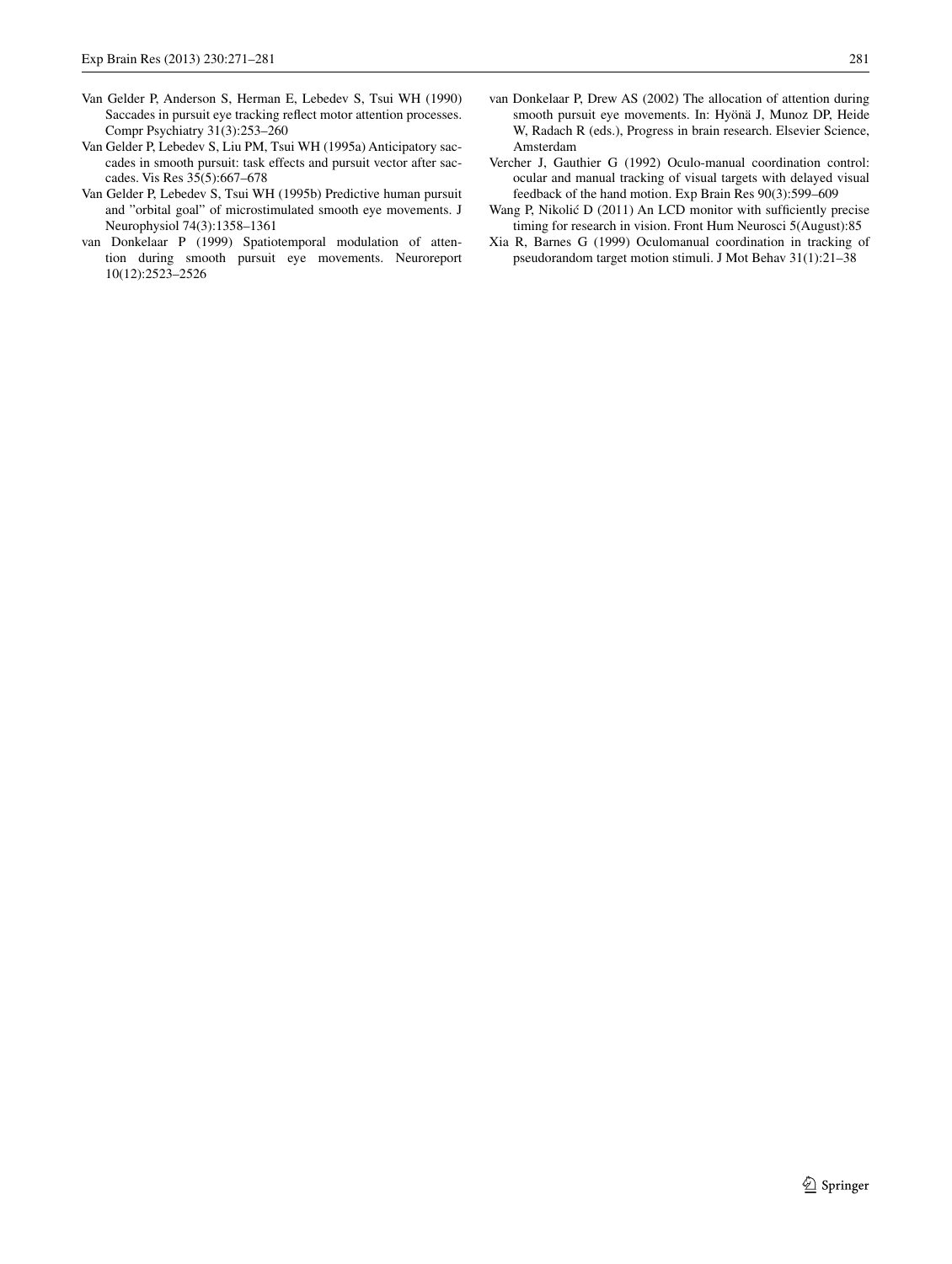Van Gelder P, Anderson S, Herman E, Lebedev S, Tsui WH (1990) Saccades in pursuit eye tracking reflect motor attention processes. Compr Psychiatry 31(3):253–260

Van Gelder P, Lebedev S, Liu PM, Tsui WH (1995a) Anticipatory saccades in smooth pursuit: task effects and pursuit vector after saccades. Vis Res 35(5):667–678

Van Gelder P, Lebedev S, Tsui WH (1995b) Predictive human pursuit and "orbital goal" of microstimulated smooth eye movements. J Neurophysiol 74(3):1358–1361

van Donkelaar P (1999) Spatiotemporal modulation of attention during smooth pursuit eye movements. Neuroreport 10(12):2523–2526

van Donkelaar P, Drew AS (2002) The allocation of attention during smooth pursuit eye movements. In: Hyönä J, Munoz DP, Heide W, Radach R (eds.), Progress in brain research. Elsevier Science, Amsterdam

Vercher J, Gauthier G (1992) Oculo-manual coordination control: ocular and manual tracking of visual targets with delayed visual feedback of the hand motion. Exp Brain Res 90(3):599–609

Wang P, Nikolić D (2011) An LCD monitor with sufficiently precise timing for research in vision. Front Hum Neurosci 5(August):85

Xia R, Barnes G (1999) Oculomanual coordination in tracking of pseudorandom target motion stimuli. J Mot Behav 31(1):21–38